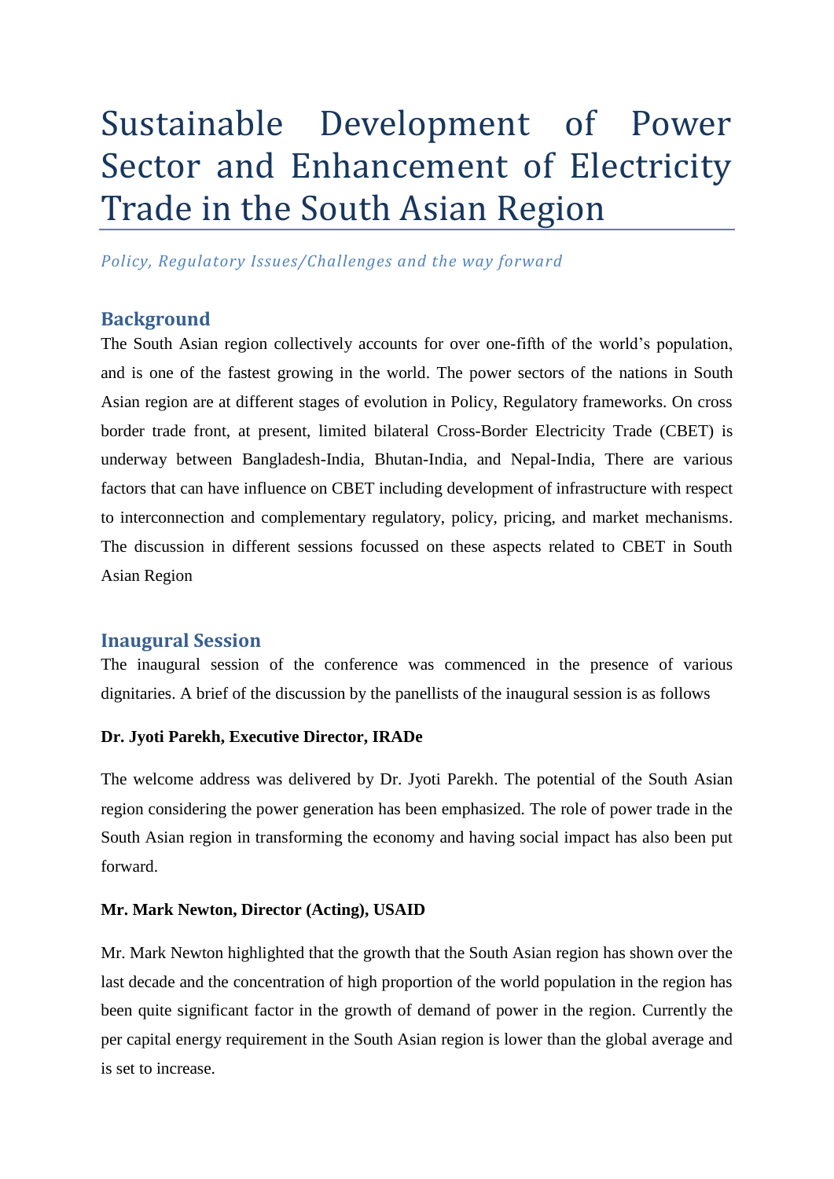# Sustainable Development of Power Sector and Enhancement of Electricity Trade in the South Asian Region

*Policy, Regulatory Issues/Challenges and the way forward*

## Background

The South Asian region collectively accounts for over one-fifth of the world's population, and is one of the fastest growing in the world. The power sectors of the nations in South Asian region are at different stages of evolution in Policy, Regulatory frameworks. On cross border trade front, at present, limited bilateral Cross-Border Electricity Trade (CBET) is underway between Bangladesh-India, Bhutan-India, and Nepal-India, There are various factors that can have influence on CBET including development of infrastructure with respect to interconnection and complementary regulatory, policy, pricing, and market mechanisms. The discussion in different sessions focussed on these aspects related to CBET in South Asian Region

## Inaugural Session

The inaugural session of the conference was commenced in the presence of various dignitaries. A brief of the discussion by the panellists of the inaugural session is as follows

**Dr. Jyoti Parekh, Executive Director, IRADe**

The welcome address was delivered by Dr. Jyoti Parekh. The potential of the South Asian region considering the power generation has been emphasized. The role of power trade in the South Asian region in transforming the economy and having social impact has also been put forward.

**Mr. Mark Newton, Director (Acting), USAID**

Mr. Mark Newton highlighted that the growth that the South Asian region has shown over the last decade and the concentration of high proportion of the world population in the region has been quite significant factor in the growth of demand of power in the region. Currently the per capital energy requirement in the South Asian region is lower than the global average and is set to increase.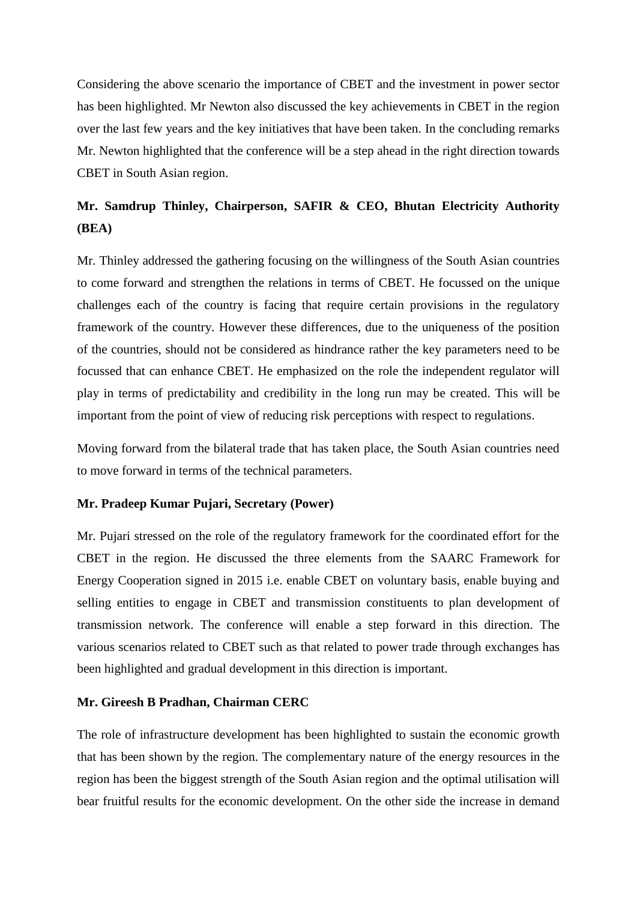Considering the above scenario the importance of CBET and the investment in power sector has been highlighted. Mr Newton also discussed the key achievements in CBET in the region over the last few years and the key initiatives that have been taken. In the concluding remarks Mr. Newton highlighted that the conference will be a step ahead in the right direction towards CBET in South Asian region.

**Mr. Samdrup Thinley, Chairperson, SAFIR & CEO, Bhutan Electricity Authority (BEA)**

Mr. Thinley addressed the gathering focusing on the willingness of the South Asian countries to come forward and strengthen the relations in terms of CBET. He focussed on the unique challenges each of the country is facing that require certain provisions in the regulatory framework of the country. However these differences, due to the uniqueness of the position of the countries, should not be considered as hindrance rather the key parameters need to be focussed that can enhance CBET. He emphasized on the role the independent regulator will play in terms of predictability and credibility in the long run may be created. This will be important from the point of view of reducing risk perceptions with respect to regulations.

Moving forward from the bilateral trade that has taken place, the South Asian countries need to move forward in terms of the technical parameters.

**Mr. Pradeep Kumar Pujari, Secretary (Power)**

Mr. Pujari stressed on the role of the regulatory framework for the coordinated effort for the CBET in the region. He discussed the three elements from the SAARC Framework for Energy Cooperation signed in 2015 i.e. enable CBET on voluntary basis, enable buying and selling entities to engage in CBET and transmission constituents to plan development of transmission network. The conference will enable a step forward in this direction. The various scenarios related to CBET such as that related to power trade through exchanges has been highlighted and gradual development in this direction is important.

**Mr. Gireesh B Pradhan, Chairman CERC**

The role of infrastructure development has been highlighted to sustain the economic growth that has been shown by the region. The complementary nature of the energy resources in the region has been the biggest strength of the South Asian region and the optimal utilisation will bear fruitful results for the economic development. On the other side the increase in demand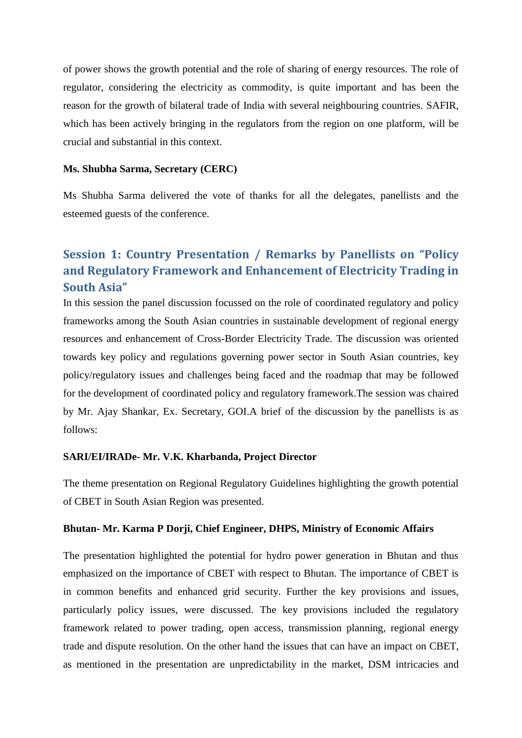of power shows the growth potential and the role of sharing of energy resources. The role of regulator, considering the electricity as commodity, is quite important and has been the reason for the growth of bilateral trade of India with several neighbouring countries. SAFIR, which has been actively bringing in the regulators from the region on one platform, will be crucial and substantial in this context.

**Ms. Shubha Sarma, Secretary (CERC)**

Ms Shubha Sarma delivered the vote of thanks for all the delegates, panellists and the esteemed guests of the conference.

## Session 1: Country Presentation / Remarks by Panellists on "Policy and Regulatory Framework and Enhancement of Electricity Trading in South Asia"

In this session the panel discussion focussed on the role of coordinated regulatory and policy frameworks among the South Asian countries in sustainable development of regional energy resources and enhancement of Cross-Border Electricity Trade. The discussion was oriented towards key policy and regulations governing power sector in South Asian countries, key policy/regulatory issues and challenges being faced and the roadmap that may be followed for the development of coordinated policy and regulatory framework.The session was chaired by Mr. Ajay Shankar, Ex. Secretary, GOI.A brief of the discussion by the panellists is as follows:

**SARI/EI/IRADe- Mr. V.K. Kharbanda, Project Director**

The theme presentation on Regional Regulatory Guidelines highlighting the growth potential of CBET in South Asian Region was presented.

**Bhutan- Mr. Karma P Dorji, Chief Engineer, DHPS, Ministry of Economic Affairs**

The presentation highlighted the potential for hydro power generation in Bhutan and thus emphasized on the importance of CBET with respect to Bhutan. The importance of CBET is in common benefits and enhanced grid security. Further the key provisions and issues, particularly policy issues, were discussed. The key provisions included the regulatory framework related to power trading, open access, transmission planning, regional energy trade and dispute resolution. On the other hand the issues that can have an impact on CBET, as mentioned in the presentation are unpredictability in the market, DSM intricacies and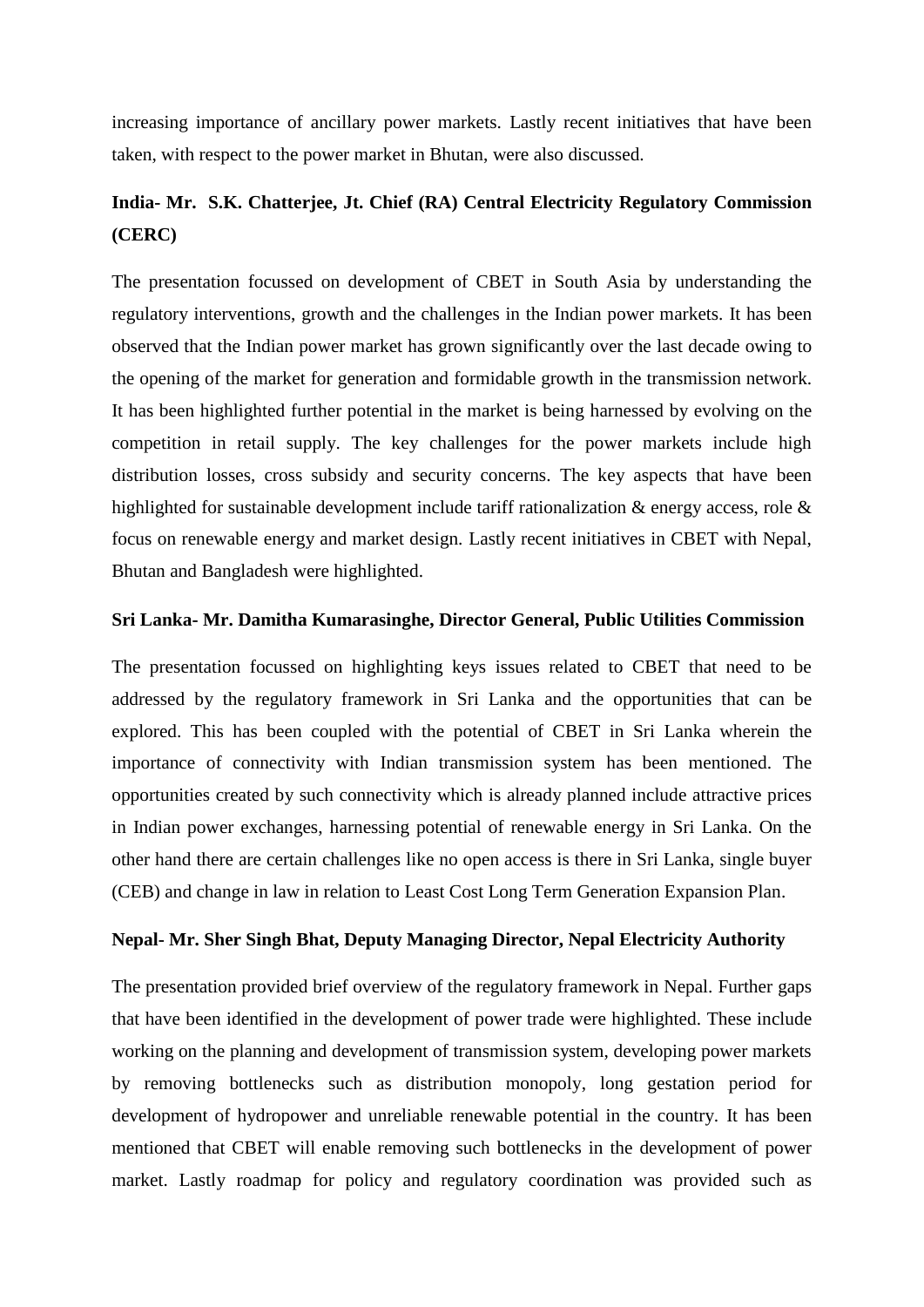increasing importance of ancillary power markets. Lastly recent initiatives that have been taken, with respect to the power market in Bhutan, were also discussed.

**India- Mr. S.K. Chatterjee, Jt. Chief (RA) Central Electricity Regulatory Commission (CERC)**

The presentation focussed on development of CBET in South Asia by understanding the regulatory interventions, growth and the challenges in the Indian power markets. It has been observed that the Indian power market has grown significantly over the last decade owing to the opening of the market for generation and formidable growth in the transmission network. It has been highlighted further potential in the market is being harnessed by evolving on the competition in retail supply. The key challenges for the power markets include high distribution losses, cross subsidy and security concerns. The key aspects that have been highlighted for sustainable development include tariff rationalization & energy access, role & focus on renewable energy and market design. Lastly recent initiatives in CBET with Nepal, Bhutan and Bangladesh were highlighted.

**Sri Lanka- Mr. Damitha Kumarasinghe, Director General, Public Utilities Commission**

The presentation focussed on highlighting keys issues related to CBET that need to be addressed by the regulatory framework in Sri Lanka and the opportunities that can be explored. This has been coupled with the potential of CBET in Sri Lanka wherein the importance of connectivity with Indian transmission system has been mentioned. The opportunities created by such connectivity which is already planned include attractive prices in Indian power exchanges, harnessing potential of renewable energy in Sri Lanka. On the other hand there are certain challenges like no open access is there in Sri Lanka, single buyer (CEB) and change in law in relation to Least Cost Long Term Generation Expansion Plan.

**Nepal- Mr. Sher Singh Bhat, Deputy Managing Director, Nepal Electricity Authority**

The presentation provided brief overview of the regulatory framework in Nepal. Further gaps that have been identified in the development of power trade were highlighted. These include working on the planning and development of transmission system, developing power markets by removing bottlenecks such as distribution monopoly, long gestation period for development of hydropower and unreliable renewable potential in the country. It has been mentioned that CBET will enable removing such bottlenecks in the development of power market. Lastly roadmap for policy and regulatory coordination was provided such as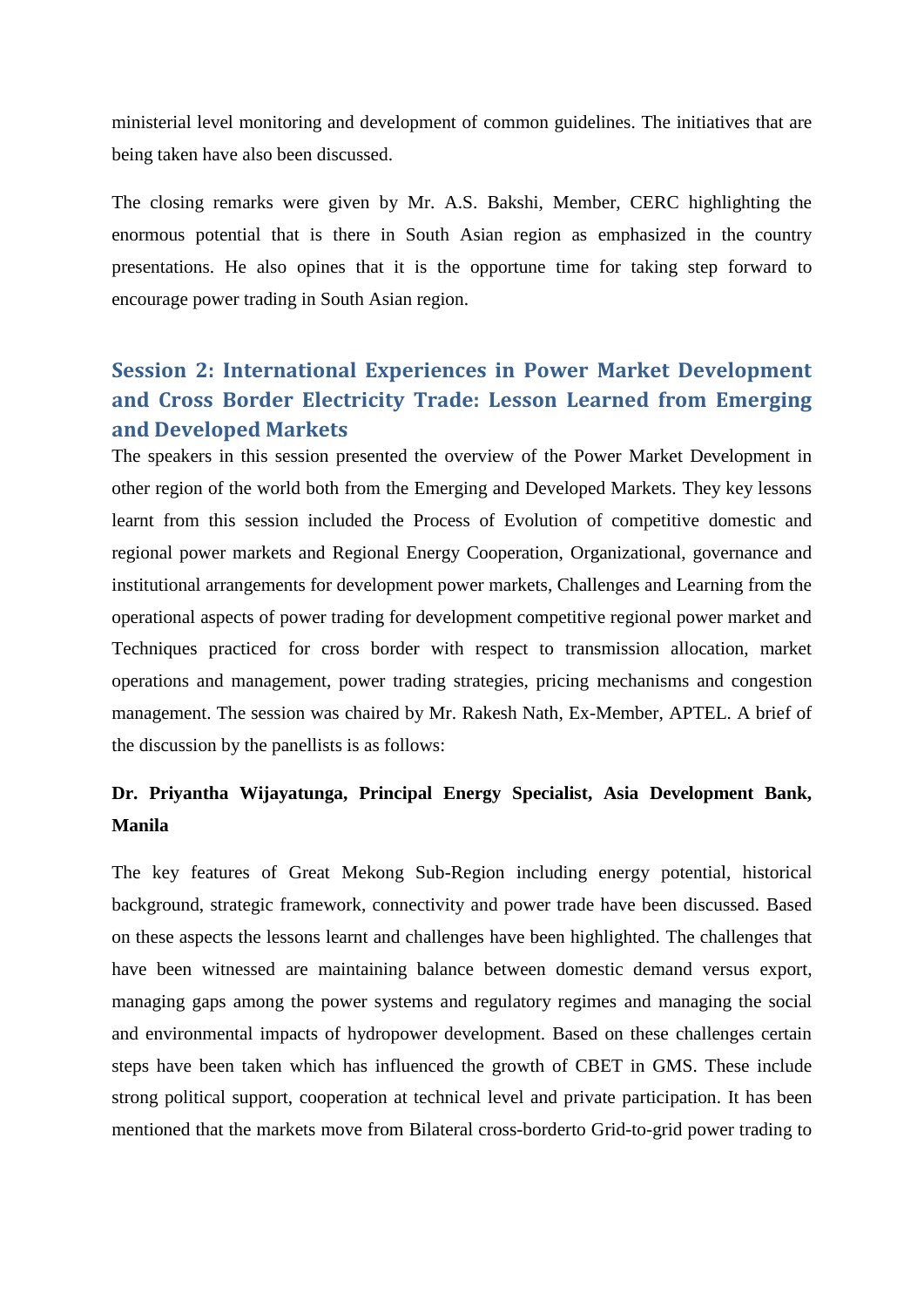ministerial level monitoring and development of common guidelines. The initiatives that are being taken have also been discussed.

The closing remarks were given by Mr. A.S. Bakshi, Member, CERC highlighting the enormous potential that is there in South Asian region as emphasized in the country presentations. He also opines that it is the opportune time for taking step forward to encourage power trading in South Asian region.

## Session 2: International Experiences in Power Market Development and Cross Border Electricity Trade: Lesson Learned from Emerging and Developed Markets

The speakers in this session presented the overview of the Power Market Development in other region of the world both from the Emerging and Developed Markets. They key lessons learnt from this session included the Process of Evolution of competitive domestic and regional power markets and Regional Energy Cooperation, Organizational, governance and institutional arrangements for development power markets, Challenges and Learning from the operational aspects of power trading for development competitive regional power market and Techniques practiced for cross border with respect to transmission allocation, market operations and management, power trading strategies, pricing mechanisms and congestion management. The session was chaired by Mr. Rakesh Nath, Ex-Member, APTEL. A brief of the discussion by the panellists is as follows:

**Dr. Priyantha Wijayatunga, Principal Energy Specialist, Asia Development Bank, Manila**

The key features of Great Mekong Sub-Region including energy potential, historical background, strategic framework, connectivity and power trade have been discussed. Based on these aspects the lessons learnt and challenges have been highlighted. The challenges that have been witnessed are maintaining balance between domestic demand versus export, managing gaps among the power systems and regulatory regimes and managing the social and environmental impacts of hydropower development. Based on these challenges certain steps have been taken which has influenced the growth of CBET in GMS. These include strong political support, cooperation at technical level and private participation. It has been mentioned that the markets move from Bilateral cross-borderto Grid-to-grid power trading to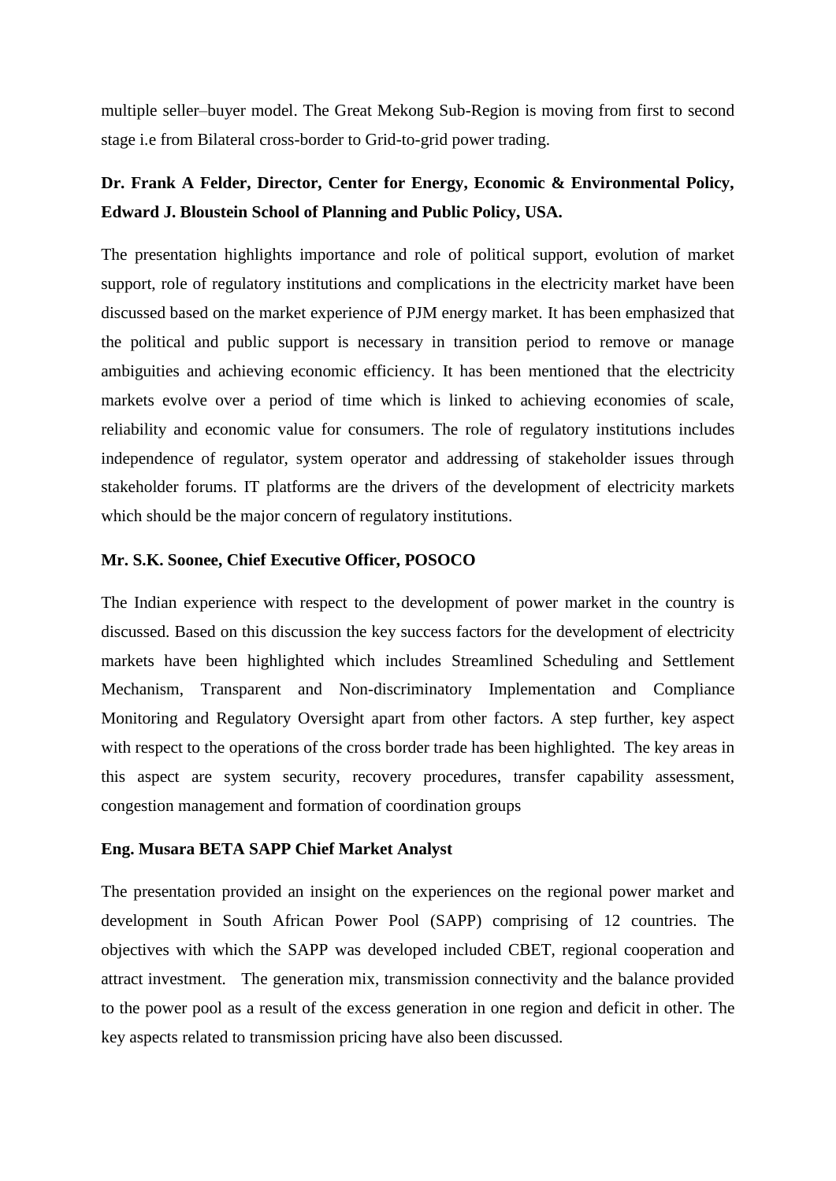multiple seller–buyer model. The Great Mekong Sub-Region is moving from first to second stage i.e from Bilateral cross-border to Grid-to-grid power trading.

**Dr. Frank A Felder, Director, Center for Energy, Economic & Environmental Policy, Edward J. Bloustein School of Planning and Public Policy, USA.**

The presentation highlights importance and role of political support, evolution of market support, role of regulatory institutions and complications in the electricity market have been discussed based on the market experience of PJM energy market. It has been emphasized that the political and public support is necessary in transition period to remove or manage ambiguities and achieving economic efficiency. It has been mentioned that the electricity markets evolve over a period of time which is linked to achieving economies of scale, reliability and economic value for consumers. The role of regulatory institutions includes independence of regulator, system operator and addressing of stakeholder issues through stakeholder forums. IT platforms are the drivers of the development of electricity markets which should be the major concern of regulatory institutions.

**Mr. S.K. Soonee, Chief Executive Officer, POSOCO**

The Indian experience with respect to the development of power market in the country is discussed. Based on this discussion the key success factors for the development of electricity markets have been highlighted which includes Streamlined Scheduling and Settlement Mechanism, Transparent and Non-discriminatory Implementation and Compliance Monitoring and Regulatory Oversight apart from other factors. A step further, key aspect with respect to the operations of the cross border trade has been highlighted. The key areas in this aspect are system security, recovery procedures, transfer capability assessment, congestion management and formation of coordination groups

**Eng. Musara BETA SAPP Chief Market Analyst**

The presentation provided an insight on the experiences on the regional power market and development in South African Power Pool (SAPP) comprising of 12 countries. The objectives with which the SAPP was developed included CBET, regional cooperation and attract investment. The generation mix, transmission connectivity and the balance provided to the power pool as a result of the excess generation in one region and deficit in other. The key aspects related to transmission pricing have also been discussed.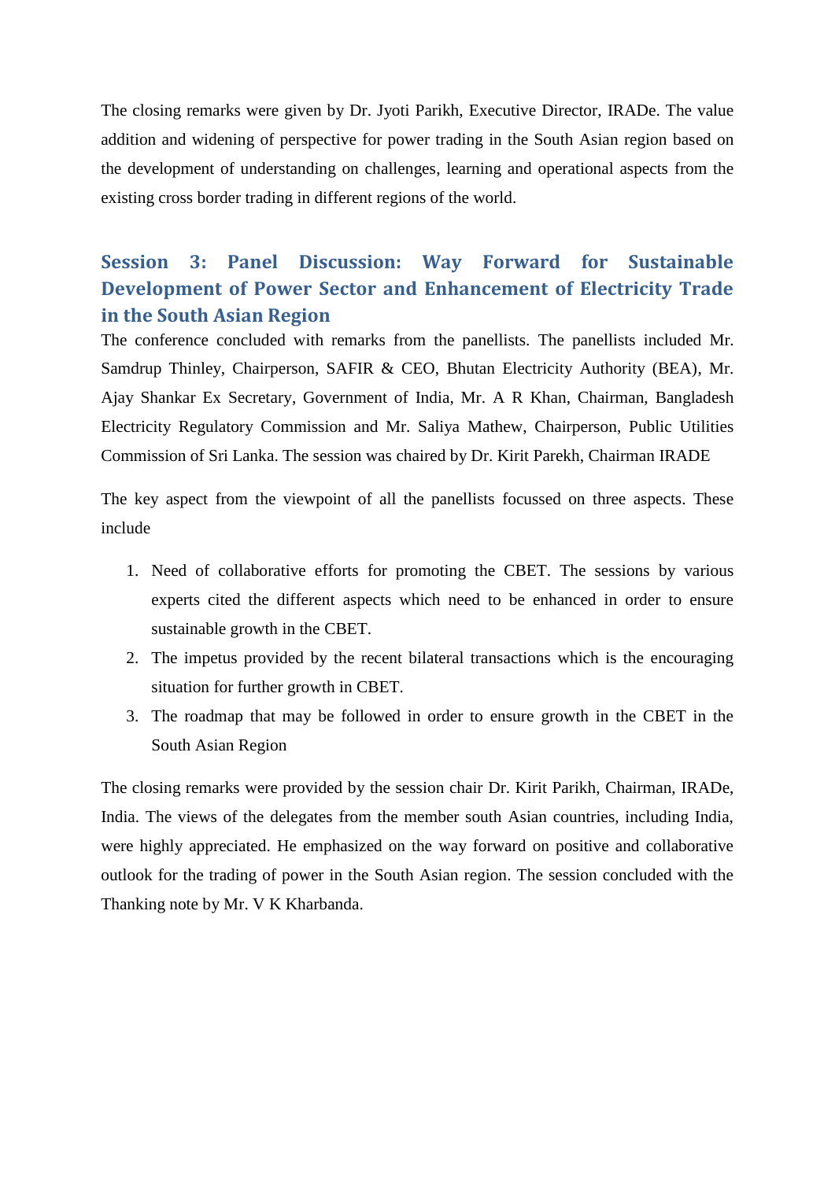The closing remarks were given by Dr. Jyoti Parikh, Executive Director, IRADe. The value addition and widening of perspective for power trading in the South Asian region based on the development of understanding on challenges, learning and operational aspects from the existing cross border trading in different regions of the world.

## Session 3: Panel Discussion: Way Forward for Sustainable Development of Power Sector and Enhancement of Electricity Trade in the South Asian Region

The conference concluded with remarks from the panellists. The panellists included Mr. Samdrup Thinley, Chairperson, SAFIR & CEO, Bhutan Electricity Authority (BEA), Mr. Ajay Shankar Ex Secretary, Government of India, Mr. A R Khan, Chairman, Bangladesh Electricity Regulatory Commission and Mr. Saliya Mathew, Chairperson, Public Utilities Commission of Sri Lanka. The session was chaired by Dr. Kirit Parekh, Chairman IRADE

The key aspect from the viewpoint of all the panellists focussed on three aspects. These include

1. Need of collaborative efforts for promoting the CBET. The sessions by various experts cited the different aspects which need to be enhanced in order to ensure sustainable growth in the CBET.
2. The impetus provided by the recent bilateral transactions which is the encouraging situation for further growth in CBET.
3. The roadmap that may be followed in order to ensure growth in the CBET in the South Asian Region

The closing remarks were provided by the session chair Dr. Kirit Parikh, Chairman, IRADe, India. The views of the delegates from the member south Asian countries, including India, were highly appreciated. He emphasized on the way forward on positive and collaborative outlook for the trading of power in the South Asian region. The session concluded with the Thanking note by Mr. V K Kharbanda.